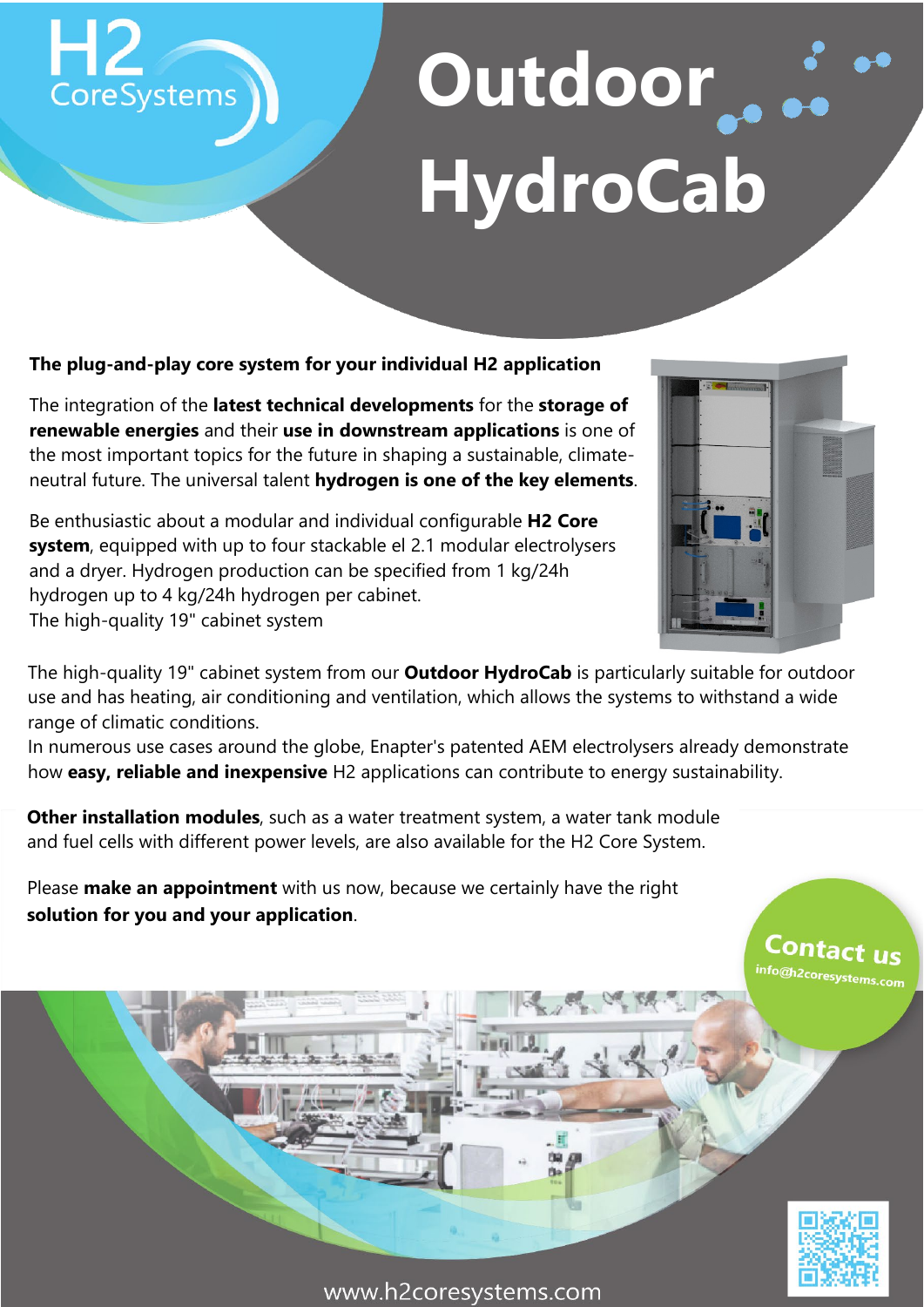H2 CoreSystems

# Outdoor HydroCab

**The plug-and-play core system for your individual H2 application**

The integration of the **latest technical developments** for the **storage of renewable energies** and their **use in downstream applications** is one of the most important topics for the future in shaping a sustainable, climate-neutral future. The universal talent **hydrogen is one of the key elements**.

Be enthusiastic about a modular and individual configurable **H2 Core system**, equipped with up to four stackable el 2.1 modular electrolysers and a dryer. Hydrogen production can be specified from 1 kg/24h hydrogen up to 4 kg/24h hydrogen per cabinet.
The high-quality 19" cabinet system

The high-quality 19" cabinet system from our **Outdoor HydroCab** is particularly suitable for outdoor use and has heating, air conditioning and ventilation, which allows the systems to withstand a wide range of climatic conditions.
In numerous use cases around the globe, Enapter's patented AEM electrolysers already demonstrate how **easy, reliable and inexpensive** H2 applications can contribute to energy sustainability.

**Other installation modules**, such as a water treatment system, a water tank module and fuel cells with different power levels, are also available for the H2 Core System.

Please **make an appointment** with us now, because we certainly have the right **solution for you and your application**.

**Contact us**
info@h2coresystems.com

www.h2coresystems.com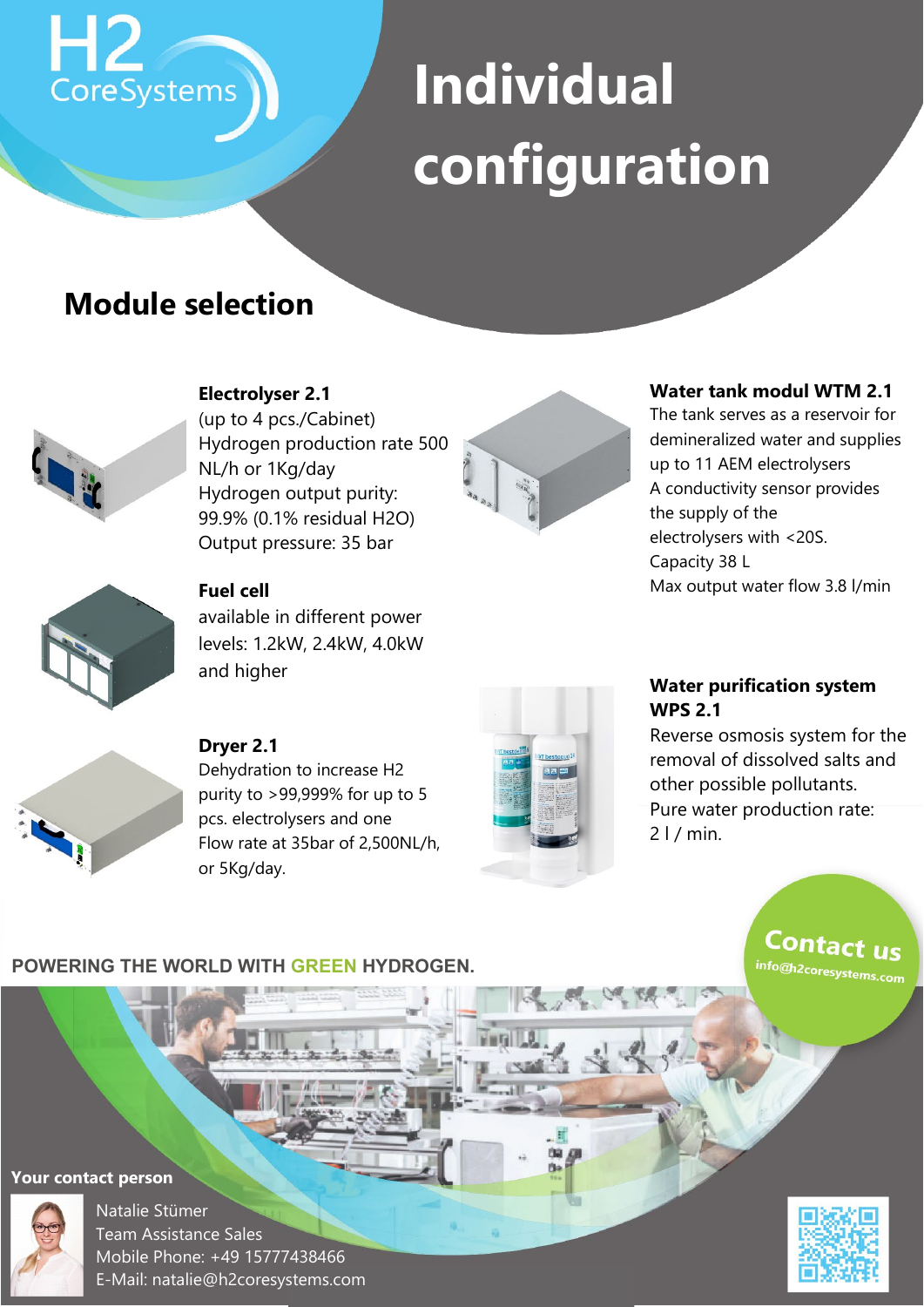H2 CoreSystems

# Individual configuration

## Module selection

**Electrolyser 2.1**
(up to 4 pcs./Cabinet)
Hydrogen production rate 500 NL/h or 1Kg/day
Hydrogen output purity: 99.9% (0.1% residual $H_2O$)
Output pressure: 35 bar

**Fuel cell**
available in different power levels: 1.2kW, 2.4kW, 4.0kW and higher

**Dryer 2.1**
Dehydration to increase $H_2$ purity to >99,999% for up to 5 pcs. electrolysers and one
Flow rate at 35bar of 2,500NL/h, or 5Kg/day.

**Water tank modul WTM 2.1**
The tank serves as a reservoir for demineralized water and supplies up to 11 AEM electrolysers
A conductivity sensor provides the supply of the electrolysers with <20S.
Capacity 38 L
Max output water flow 3.8 l/min

**Water purification system WPS 2.1**
Reverse osmosis system for the removal of dissolved salts and other possible pollutants.
Pure water production rate: 2 l / min.

**Contact us**
info@h2coresystems.com

POWERING THE WORLD WITH GREEN HYDROGEN.

**Your contact person**

Natalie Stümer
Team Assistance Sales
Mobile Phone: +49 15777438466
E-Mail: natalie@h2coresystems.com